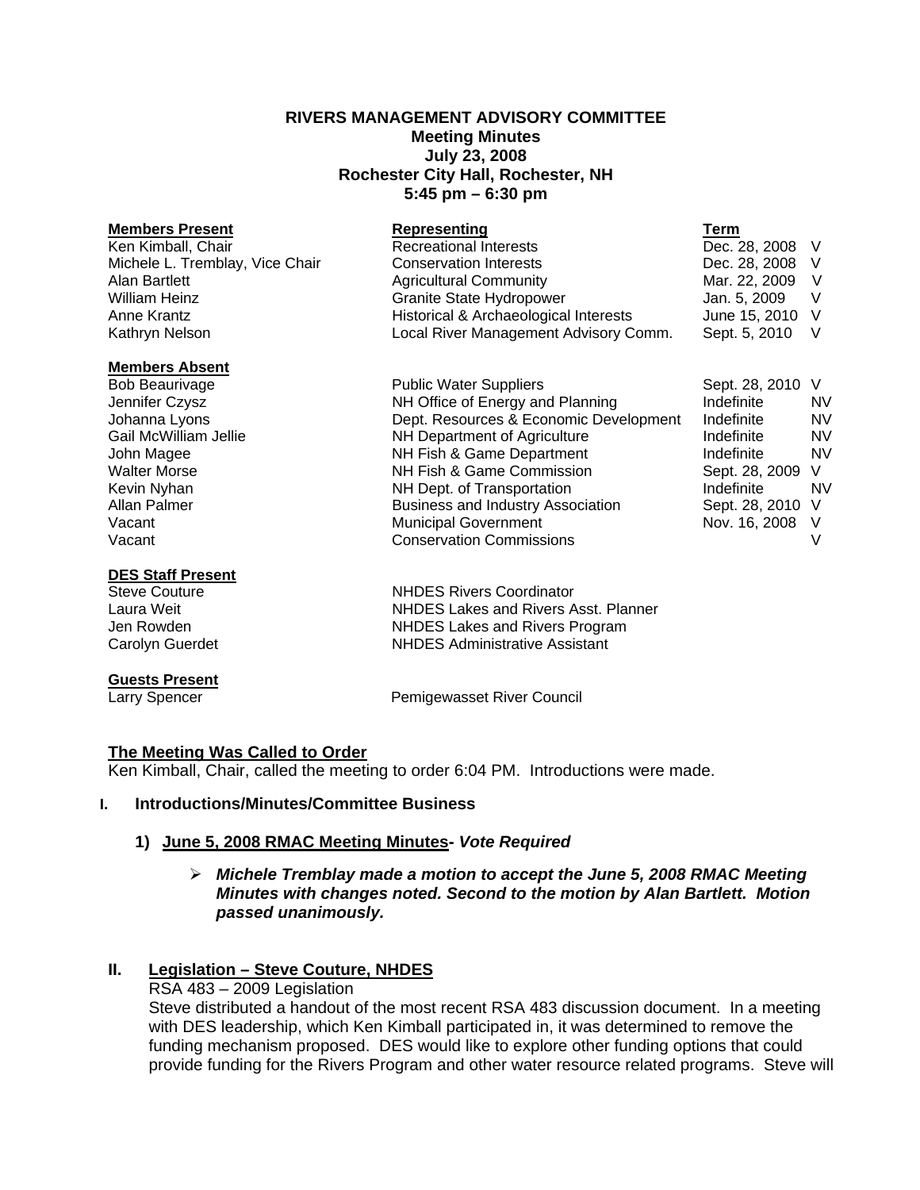**RIVERS MANAGEMENT ADVISORY COMMITTEE**
**Meeting Minutes**
**July 23, 2008**
**Rochester City Hall, Rochester, NH**
**5:45 pm – 6:30 pm**

| **Members Present** | **Representing** | **Term** | |
|---|---|---|---|
| Ken Kimball, Chair | Recreational Interests | Dec. 28, 2008 | V |
| Michele L. Tremblay, Vice Chair | Conservation Interests | Dec. 28, 2008 | V |
| Alan Bartlett | Agricultural Community | Mar. 22, 2009 | V |
| William Heinz | Granite State Hydropower | Jan. 5, 2009 | V |
| Anne Krantz | Historical & Archaeological Interests | June 15, 2010 | V |
| Kathryn Nelson | Local River Management Advisory Comm. | Sept. 5, 2010 | V |

| **Members Absent** | | | |
|---|---|---|---|
| Bob Beaurivage | Public Water Suppliers | Sept. 28, 2010 | V |
| Jennifer Czysz | NH Office of Energy and Planning | Indefinite | NV |
| Johanna Lyons | Dept. Resources & Economic Development | Indefinite | NV |
| Gail McWilliam Jellie | NH Department of Agriculture | Indefinite | NV |
| John Magee | NH Fish & Game Department | Indefinite | NV |
| Walter Morse | NH Fish & Game Commission | Sept. 28, 2009 | V |
| Kevin Nyhan | NH Dept. of Transportation | Indefinite | NV |
| Allan Palmer | Business and Industry Association | Sept. 28, 2010 | V |
| Vacant | Municipal Government | Nov. 16, 2008 | V |
| Vacant | Conservation Commissions | | V |

| **DES Staff Present** | |
|---|---|
| Steve Couture | NHDES Rivers Coordinator |
| Laura Weit | NHDES Lakes and Rivers Asst. Planner |
| Jen Rowden | NHDES Lakes and Rivers Program |
| Carolyn Guerdet | NHDES Administrative Assistant |

| **Guests Present** | |
|---|---|
| Larry Spencer | Pemigewasset River Council |

**The Meeting Was Called to Order**

Ken Kimball, Chair, called the meeting to order 6:04 PM. Introductions were made.

## I. Introductions/Minutes/Committee Business

### 1) June 5, 2008 RMAC Meeting Minutes- *Vote Required*

- ***Michele Tremblay made a motion to accept the June 5, 2008 RMAC Meeting Minutes with changes noted. Second to the motion by Alan Bartlett. Motion passed unanimously.***

## II. Legislation – Steve Couture, NHDES

RSA 483 – 2009 Legislation

Steve distributed a handout of the most recent RSA 483 discussion document. In a meeting with DES leadership, which Ken Kimball participated in, it was determined to remove the funding mechanism proposed. DES would like to explore other funding options that could provide funding for the Rivers Program and other water resource related programs. Steve will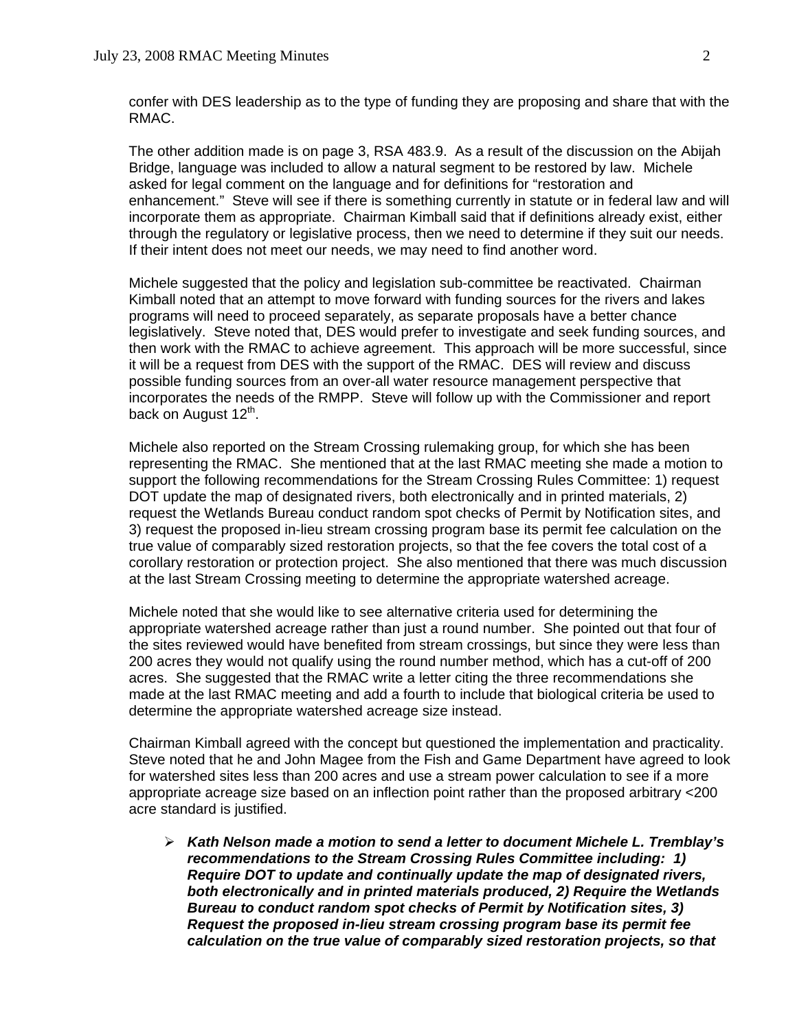confer with DES leadership as to the type of funding they are proposing and share that with the RMAC.

The other addition made is on page 3, RSA 483.9. As a result of the discussion on the Abijah Bridge, language was included to allow a natural segment to be restored by law. Michele asked for legal comment on the language and for definitions for "restoration and enhancement." Steve will see if there is something currently in statute or in federal law and will incorporate them as appropriate. Chairman Kimball said that if definitions already exist, either through the regulatory or legislative process, then we need to determine if they suit our needs. If their intent does not meet our needs, we may need to find another word.

Michele suggested that the policy and legislation sub-committee be reactivated. Chairman Kimball noted that an attempt to move forward with funding sources for the rivers and lakes programs will need to proceed separately, as separate proposals have a better chance legislatively. Steve noted that, DES would prefer to investigate and seek funding sources, and then work with the RMAC to achieve agreement. This approach will be more successful, since it will be a request from DES with the support of the RMAC. DES will review and discuss possible funding sources from an over-all water resource management perspective that incorporates the needs of the RMPP. Steve will follow up with the Commissioner and report back on August 12th.

Michele also reported on the Stream Crossing rulemaking group, for which she has been representing the RMAC. She mentioned that at the last RMAC meeting she made a motion to support the following recommendations for the Stream Crossing Rules Committee: 1) request DOT update the map of designated rivers, both electronically and in printed materials, 2) request the Wetlands Bureau conduct random spot checks of Permit by Notification sites, and 3) request the proposed in-lieu stream crossing program base its permit fee calculation on the true value of comparably sized restoration projects, so that the fee covers the total cost of a corollary restoration or protection project. She also mentioned that there was much discussion at the last Stream Crossing meeting to determine the appropriate watershed acreage.

Michele noted that she would like to see alternative criteria used for determining the appropriate watershed acreage rather than just a round number. She pointed out that four of the sites reviewed would have benefited from stream crossings, but since they were less than 200 acres they would not qualify using the round number method, which has a cut-off of 200 acres. She suggested that the RMAC write a letter citing the three recommendations she made at the last RMAC meeting and add a fourth to include that biological criteria be used to determine the appropriate watershed acreage size instead.

Chairman Kimball agreed with the concept but questioned the implementation and practicality. Steve noted that he and John Magee from the Fish and Game Department have agreed to look for watershed sites less than 200 acres and use a stream power calculation to see if a more appropriate acreage size based on an inflection point rather than the proposed arbitrary <200 acre standard is justified.

- ***Kath Nelson made a motion to send a letter to document Michele L. Tremblay's recommendations to the Stream Crossing Rules Committee including: 1) Require DOT to update and continually update the map of designated rivers, both electronically and in printed materials produced, 2) Require the Wetlands Bureau to conduct random spot checks of Permit by Notification sites, 3) Request the proposed in-lieu stream crossing program base its permit fee calculation on the true value of comparably sized restoration projects, so that***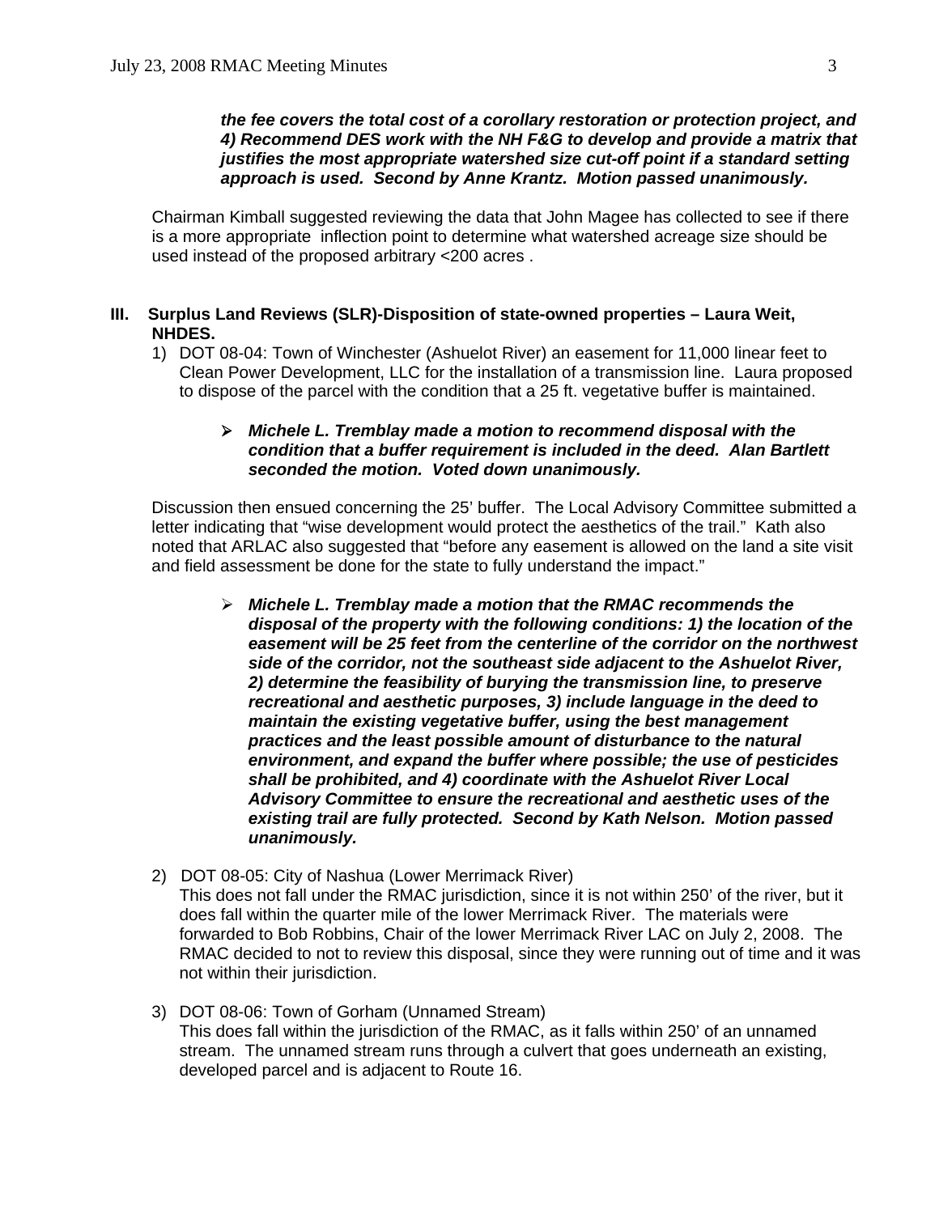***the fee covers the total cost of a corollary restoration or protection project, and 4) Recommend DES work with the NH F&G to develop and provide a matrix that justifies the most appropriate watershed size cut-off point if a standard setting approach is used. Second by Anne Krantz. Motion passed unanimously.***

Chairman Kimball suggested reviewing the data that John Magee has collected to see if there is a more appropriate inflection point to determine what watershed acreage size should be used instead of the proposed arbitrary <200 acres .

## III. Surplus Land Reviews (SLR)-Disposition of state-owned properties – Laura Weit, NHDES.

1) DOT 08-04: Town of Winchester (Ashuelot River) an easement for 11,000 linear feet to Clean Power Development, LLC for the installation of a transmission line. Laura proposed to dispose of the parcel with the condition that a 25 ft. vegetative buffer is maintained.

   - ***Michele L. Tremblay made a motion to recommend disposal with the condition that a buffer requirement is included in the deed. Alan Bartlett seconded the motion. Voted down unanimously.***

   Discussion then ensued concerning the 25' buffer. The Local Advisory Committee submitted a letter indicating that "wise development would protect the aesthetics of the trail." Kath also noted that ARLAC also suggested that "before any easement is allowed on the land a site visit and field assessment be done for the state to fully understand the impact."

   - ***Michele L. Tremblay made a motion that the RMAC recommends the disposal of the property with the following conditions: 1) the location of the easement will be 25 feet from the centerline of the corridor on the northwest side of the corridor, not the southeast side adjacent to the Ashuelot River, 2) determine the feasibility of burying the transmission line, to preserve recreational and aesthetic purposes, 3) include language in the deed to maintain the existing vegetative buffer, using the best management practices and the least possible amount of disturbance to the natural environment, and expand the buffer where possible; the use of pesticides shall be prohibited, and 4) coordinate with the Ashuelot River Local Advisory Committee to ensure the recreational and aesthetic uses of the existing trail are fully protected. Second by Kath Nelson. Motion passed unanimously.***

2) DOT 08-05: City of Nashua (Lower Merrimack River)
   This does not fall under the RMAC jurisdiction, since it is not within 250' of the river, but it does fall within the quarter mile of the lower Merrimack River. The materials were forwarded to Bob Robbins, Chair of the lower Merrimack River LAC on July 2, 2008. The RMAC decided to not to review this disposal, since they were running out of time and it was not within their jurisdiction.

3) DOT 08-06: Town of Gorham (Unnamed Stream)
   This does fall within the jurisdiction of the RMAC, as it falls within 250' of an unnamed stream. The unnamed stream runs through a culvert that goes underneath an existing, developed parcel and is adjacent to Route 16.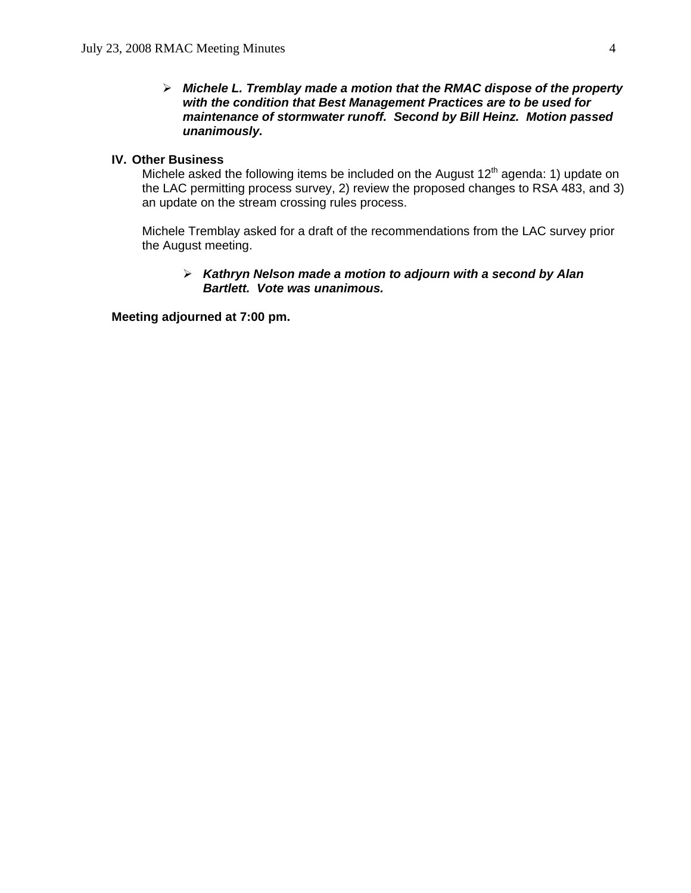- ***Michele L. Tremblay made a motion that the RMAC dispose of the property with the condition that Best Management Practices are to be used for maintenance of stormwater runoff. Second by Bill Heinz. Motion passed unanimously.***

## IV. Other Business

Michele asked the following items be included on the August 12th agenda: 1) update on the LAC permitting process survey, 2) review the proposed changes to RSA 483, and 3) an update on the stream crossing rules process.

Michele Tremblay asked for a draft of the recommendations from the LAC survey prior the August meeting.

- ***Kathryn Nelson made a motion to adjourn with a second by Alan Bartlett. Vote was unanimous.***

**Meeting adjourned at 7:00 pm.**